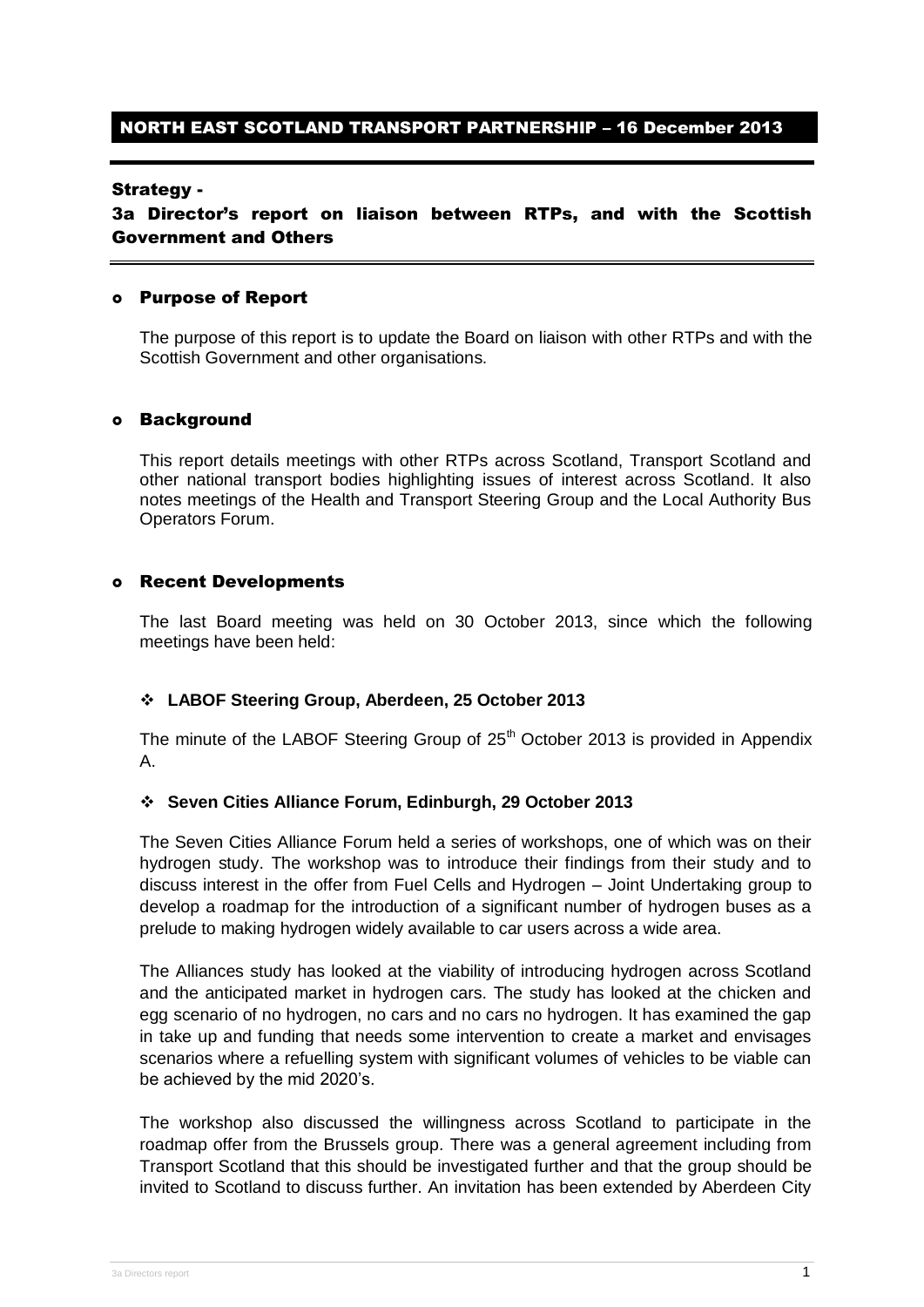# NORTH EAST SCOTLAND TRANSPORT PARTNERSHIP – 16 December 2013

## Strategy -

## 3a Director's report on liaison between RTPs, and with the Scottish Government and Others

### Purpose of Report

The purpose of this report is to update the Board on liaison with other RTPs and with the Scottish Government and other organisations.

### Background

This report details meetings with other RTPs across Scotland, Transport Scotland and other national transport bodies highlighting issues of interest across Scotland. It also notes meetings of the Health and Transport Steering Group and the Local Authority Bus Operators Forum.

### Recent Developments

The last Board meeting was held on 30 October 2013, since which the following meetings have been held:

- **LABOF Steering Group, Aberdeen, 25 October 2013**

The minute of the LABOF Steering Group of 25th October 2013 is provided in Appendix A.

- **Seven Cities Alliance Forum, Edinburgh, 29 October 2013**

The Seven Cities Alliance Forum held a series of workshops, one of which was on their hydrogen study. The workshop was to introduce their findings from their study and to discuss interest in the offer from Fuel Cells and Hydrogen – Joint Undertaking group to develop a roadmap for the introduction of a significant number of hydrogen buses as a prelude to making hydrogen widely available to car users across a wide area.

The Alliances study has looked at the viability of introducing hydrogen across Scotland and the anticipated market in hydrogen cars. The study has looked at the chicken and egg scenario of no hydrogen, no cars and no cars no hydrogen. It has examined the gap in take up and funding that needs some intervention to create a market and envisages scenarios where a refuelling system with significant volumes of vehicles to be viable can be achieved by the mid 2020's.

The workshop also discussed the willingness across Scotland to participate in the roadmap offer from the Brussels group. There was a general agreement including from Transport Scotland that this should be investigated further and that the group should be invited to Scotland to discuss further. An invitation has been extended by Aberdeen City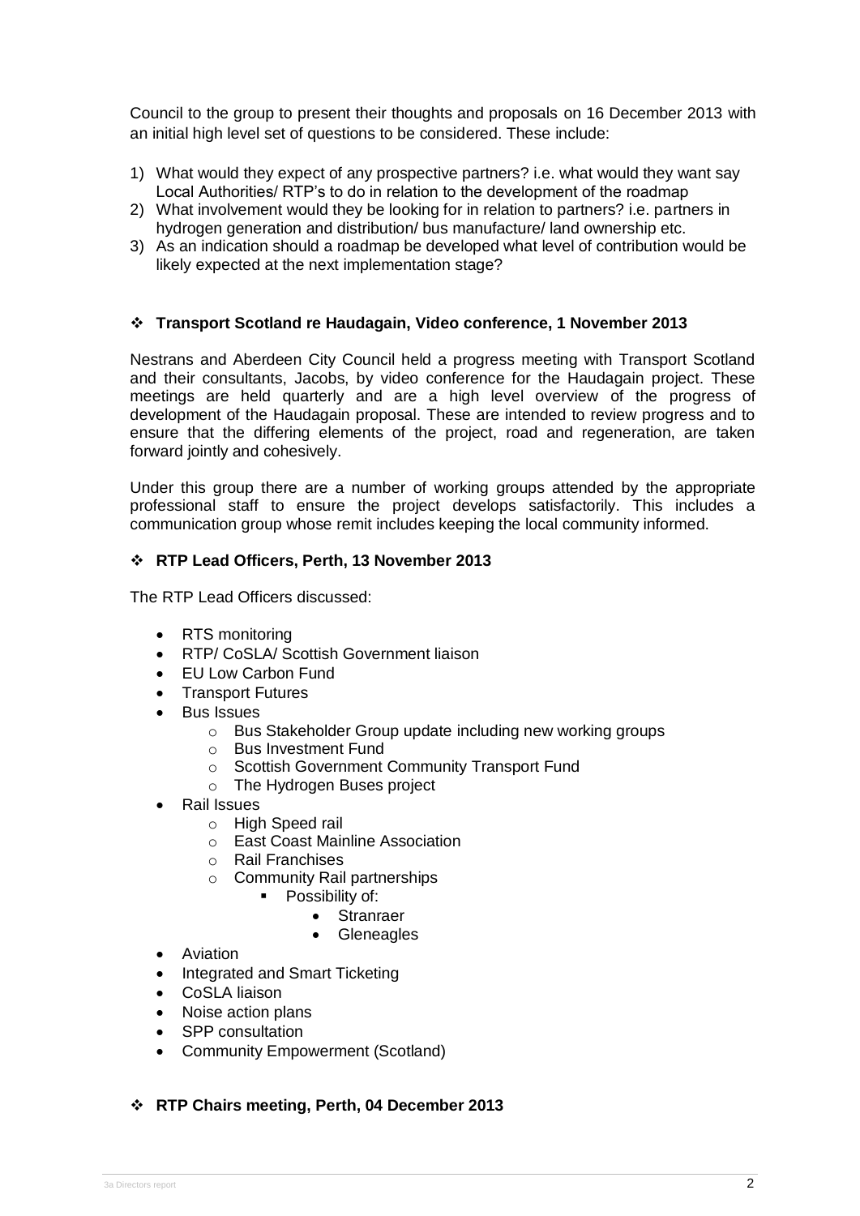Council to the group to present their thoughts and proposals on 16 December 2013 with an initial high level set of questions to be considered. These include:

1) What would they expect of any prospective partners? i.e. what would they want say Local Authorities/ RTP's to do in relation to the development of the roadmap
2) What involvement would they be looking for in relation to partners? i.e. partners in hydrogen generation and distribution/ bus manufacture/ land ownership etc.
3) As an indication should a roadmap be developed what level of contribution would be likely expected at the next implementation stage?

❖ **Transport Scotland re Haudagain, Video conference, 1 November 2013**

Nestrans and Aberdeen City Council held a progress meeting with Transport Scotland and their consultants, Jacobs, by video conference for the Haudagain project. These meetings are held quarterly and are a high level overview of the progress of development of the Haudagain proposal. These are intended to review progress and to ensure that the differing elements of the project, road and regeneration, are taken forward jointly and cohesively.

Under this group there are a number of working groups attended by the appropriate professional staff to ensure the project develops satisfactorily. This includes a communication group whose remit includes keeping the local community informed.

❖ **RTP Lead Officers, Perth, 13 November 2013**

The RTP Lead Officers discussed:

- RTS monitoring
- RTP/ CoSLA/ Scottish Government liaison
- EU Low Carbon Fund
- Transport Futures
- Bus Issues
  - Bus Stakeholder Group update including new working groups
  - Bus Investment Fund
  - Scottish Government Community Transport Fund
  - The Hydrogen Buses project
- Rail Issues
  - High Speed rail
  - East Coast Mainline Association
  - Rail Franchises
  - Community Rail partnerships
    - Possibility of:
      - Stranraer
      - Gleneagles
- Aviation
- Integrated and Smart Ticketing
- CoSLA liaison
- Noise action plans
- SPP consultation
- Community Empowerment (Scotland)

❖ **RTP Chairs meeting, Perth, 04 December 2013**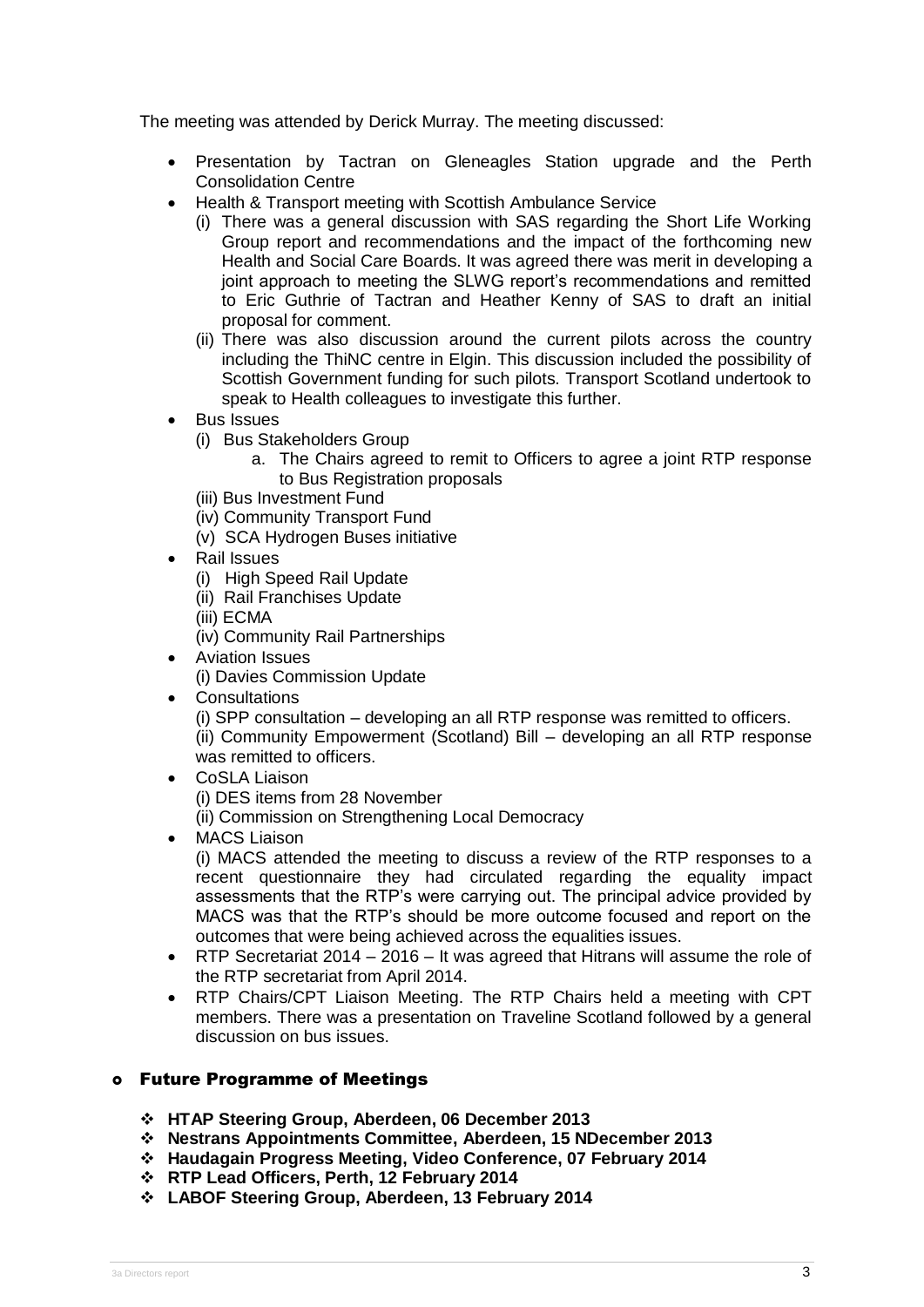The meeting was attended by Derick Murray. The meeting discussed:

- Presentation by Tactran on Gleneagles Station upgrade and the Perth Consolidation Centre
- Health & Transport meeting with Scottish Ambulance Service
  - (i) There was a general discussion with SAS regarding the Short Life Working Group report and recommendations and the impact of the forthcoming new Health and Social Care Boards. It was agreed there was merit in developing a joint approach to meeting the SLWG report's recommendations and remitted to Eric Guthrie of Tactran and Heather Kenny of SAS to draft an initial proposal for comment.
  - (ii) There was also discussion around the current pilots across the country including the ThiNC centre in Elgin. This discussion included the possibility of Scottish Government funding for such pilots. Transport Scotland undertook to speak to Health colleagues to investigate this further.
- Bus Issues
  - (i) Bus Stakeholders Group
    - a. The Chairs agreed to remit to Officers to agree a joint RTP response to Bus Registration proposals
  - (iii) Bus Investment Fund
  - (iv) Community Transport Fund
  - (v) SCA Hydrogen Buses initiative
- Rail Issues
  - (i) High Speed Rail Update
  - (ii) Rail Franchises Update
  - (iii) ECMA
  - (iv) Community Rail Partnerships
- Aviation Issues
  - (i) Davies Commission Update
- Consultations
  - (i) SPP consultation – developing an all RTP response was remitted to officers.
  - (ii) Community Empowerment (Scotland) Bill – developing an all RTP response was remitted to officers.
- CoSLA Liaison
  - (i) DES items from 28 November
  - (ii) Commission on Strengthening Local Democracy
- MACS Liaison
  - (i) MACS attended the meeting to discuss a review of the RTP responses to a recent questionnaire they had circulated regarding the equality impact assessments that the RTP's were carrying out. The principal advice provided by MACS was that the RTP's should be more outcome focused and report on the outcomes that were being achieved across the equalities issues.
- RTP Secretariat 2014 – 2016 – It was agreed that Hitrans will assume the role of the RTP secretariat from April 2014.
- RTP Chairs/CPT Liaison Meeting. The RTP Chairs held a meeting with CPT members. There was a presentation on Traveline Scotland followed by a general discussion on bus issues.

## Future Programme of Meetings

- **HTAP Steering Group, Aberdeen, 06 December 2013**
- **Nestrans Appointments Committee, Aberdeen, 15 NDecember 2013**
- **Haudagain Progress Meeting, Video Conference, 07 February 2014**
- **RTP Lead Officers, Perth, 12 February 2014**
- **LABOF Steering Group, Aberdeen, 13 February 2014**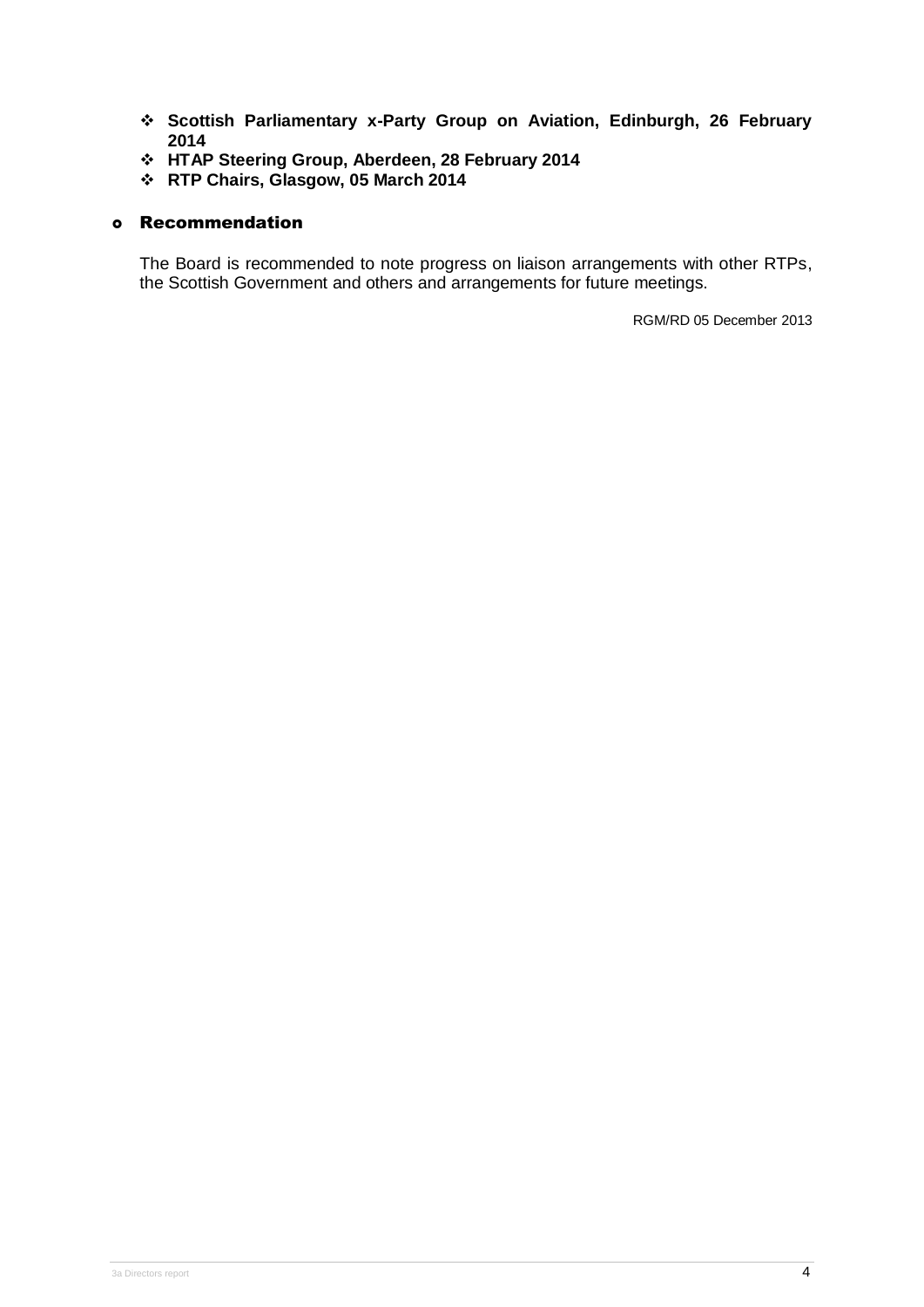- **Scottish Parliamentary x-Party Group on Aviation, Edinburgh, 26 February 2014**
- **HTAP Steering Group, Aberdeen, 28 February 2014**
- **RTP Chairs, Glasgow, 05 March 2014**

## Recommendation

The Board is recommended to note progress on liaison arrangements with other RTPs, the Scottish Government and others and arrangements for future meetings.

RGM/RD 05 December 2013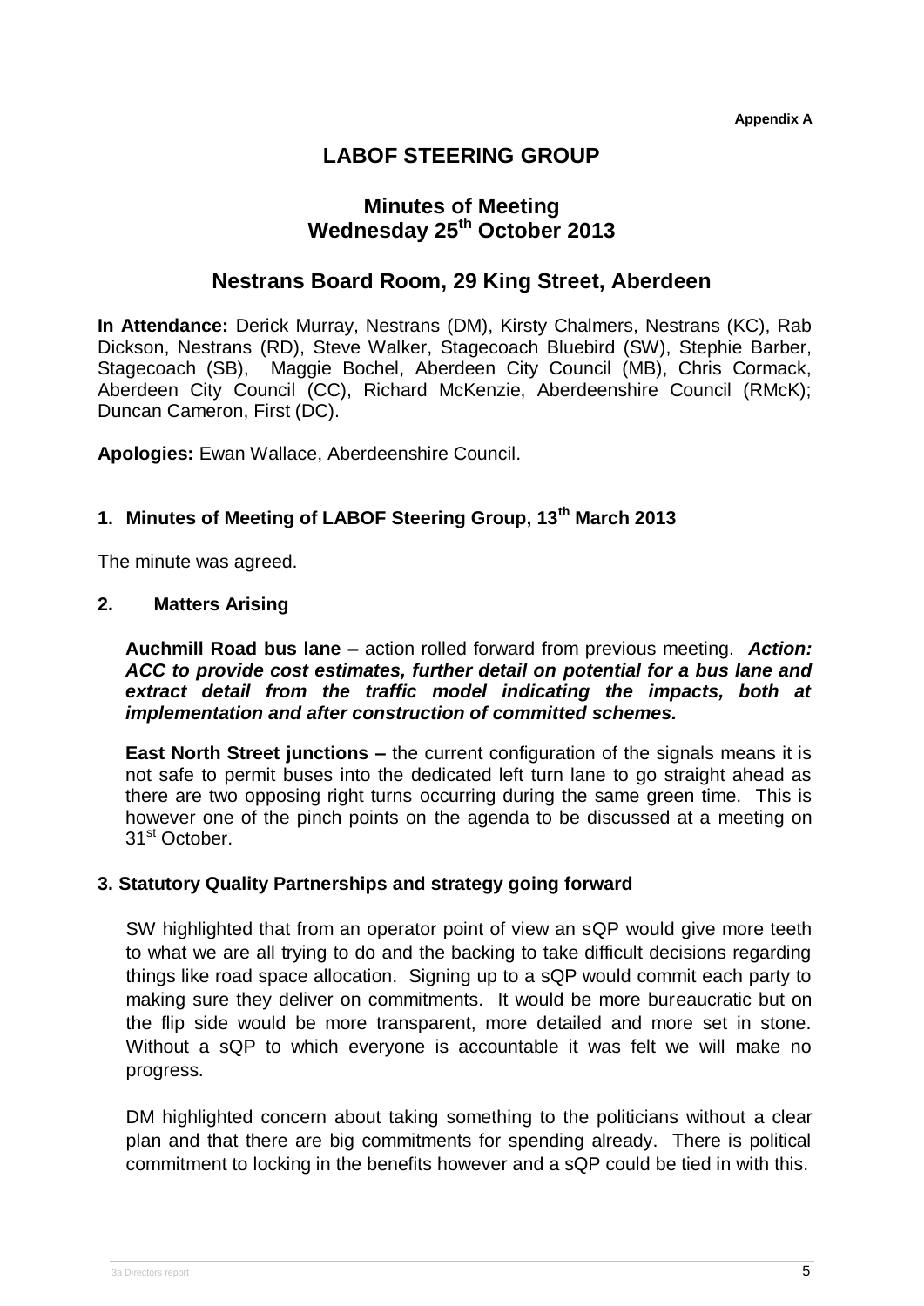Appendix A

# LABOF STEERING GROUP

## Minutes of Meeting
## Wednesday 25th October 2013

## Nestrans Board Room, 29 King Street, Aberdeen

**In Attendance:** Derick Murray, Nestrans (DM), Kirsty Chalmers, Nestrans (KC), Rab Dickson, Nestrans (RD), Steve Walker, Stagecoach Bluebird (SW), Stephie Barber, Stagecoach (SB), Maggie Bochel, Aberdeen City Council (MB), Chris Cormack, Aberdeen City Council (CC), Richard McKenzie, Aberdeenshire Council (RMcK); Duncan Cameron, First (DC).

**Apologies:** Ewan Wallace, Aberdeenshire Council.

### 1. Minutes of Meeting of LABOF Steering Group, 13th March 2013

The minute was agreed.

### 2. Matters Arising

**Auchmill Road bus lane –** action rolled forward from previous meeting. ***Action: ACC to provide cost estimates, further detail on potential for a bus lane and extract detail from the traffic model indicating the impacts, both at implementation and after construction of committed schemes.***

**East North Street junctions –** the current configuration of the signals means it is not safe to permit buses into the dedicated left turn lane to go straight ahead as there are two opposing right turns occurring during the same green time. This is however one of the pinch points on the agenda to be discussed at a meeting on 31st October.

### 3. Statutory Quality Partnerships and strategy going forward

SW highlighted that from an operator point of view an sQP would give more teeth to what we are all trying to do and the backing to take difficult decisions regarding things like road space allocation. Signing up to a sQP would commit each party to making sure they deliver on commitments. It would be more bureaucratic but on the flip side would be more transparent, more detailed and more set in stone. Without a sQP to which everyone is accountable it was felt we will make no progress.

DM highlighted concern about taking something to the politicians without a clear plan and that there are big commitments for spending already. There is political commitment to locking in the benefits however and a sQP could be tied in with this.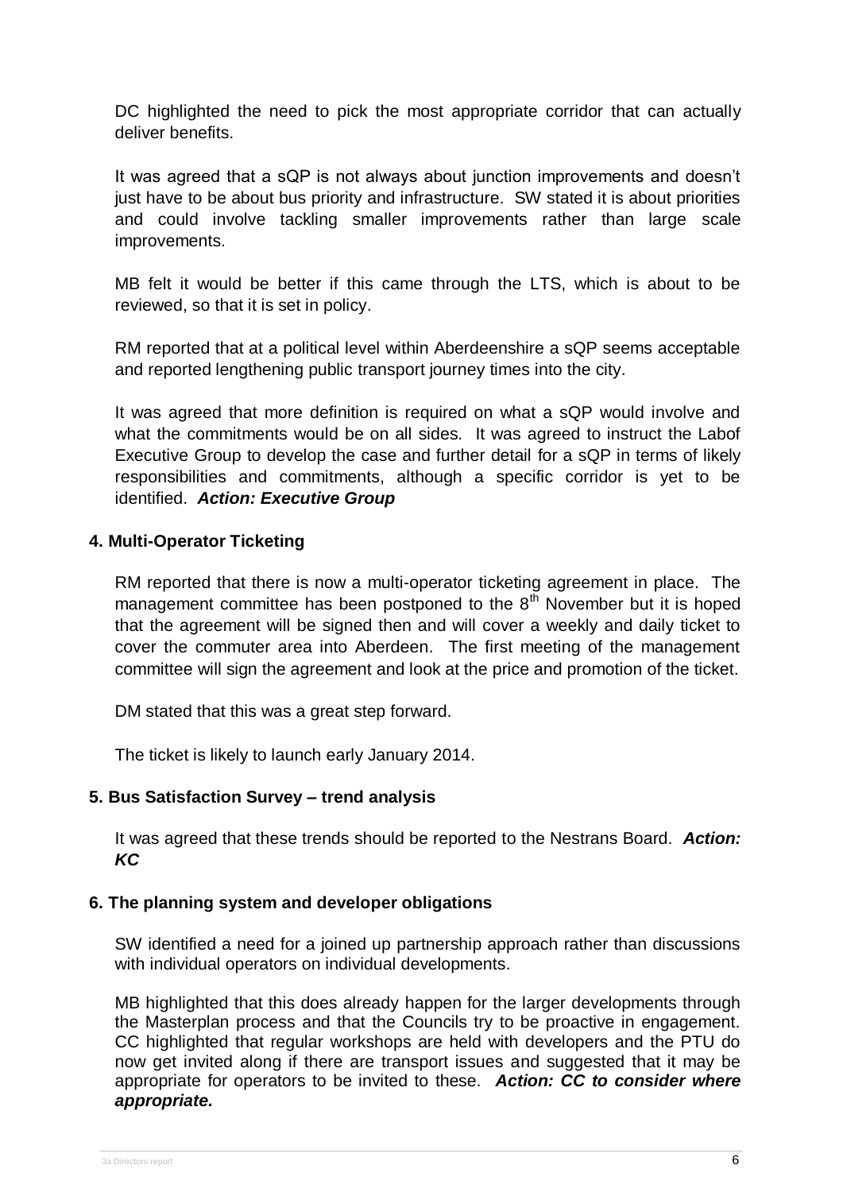DC highlighted the need to pick the most appropriate corridor that can actually deliver benefits.

It was agreed that a sQP is not always about junction improvements and doesn't just have to be about bus priority and infrastructure. SW stated it is about priorities and could involve tackling smaller improvements rather than large scale improvements.

MB felt it would be better if this came through the LTS, which is about to be reviewed, so that it is set in policy.

RM reported that at a political level within Aberdeenshire a sQP seems acceptable and reported lengthening public transport journey times into the city.

It was agreed that more definition is required on what a sQP would involve and what the commitments would be on all sides. It was agreed to instruct the Labof Executive Group to develop the case and further detail for a sQP in terms of likely responsibilities and commitments, although a specific corridor is yet to be identified. ***Action: Executive Group***

### 4. Multi-Operator Ticketing

RM reported that there is now a multi-operator ticketing agreement in place. The management committee has been postponed to the 8th November but it is hoped that the agreement will be signed then and will cover a weekly and daily ticket to cover the commuter area into Aberdeen. The first meeting of the management committee will sign the agreement and look at the price and promotion of the ticket.

DM stated that this was a great step forward.

The ticket is likely to launch early January 2014.

### 5. Bus Satisfaction Survey – trend analysis

It was agreed that these trends should be reported to the Nestrans Board. ***Action: KC***

### 6. The planning system and developer obligations

SW identified a need for a joined up partnership approach rather than discussions with individual operators on individual developments.

MB highlighted that this does already happen for the larger developments through the Masterplan process and that the Councils try to be proactive in engagement. CC highlighted that regular workshops are held with developers and the PTU do now get invited along if there are transport issues and suggested that it may be appropriate for operators to be invited to these. ***Action: CC to consider where appropriate.***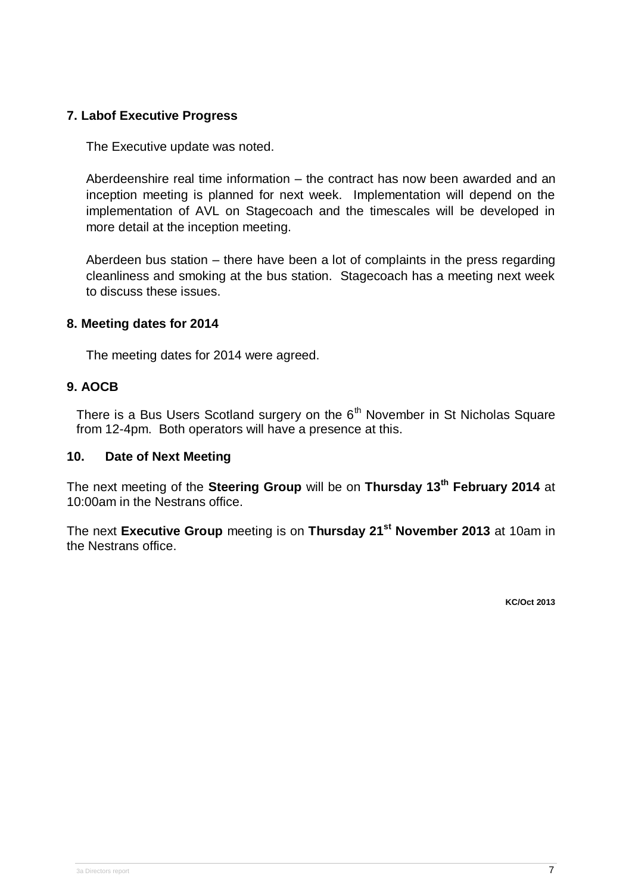**7. Labof Executive Progress**

The Executive update was noted.

Aberdeenshire real time information – the contract has now been awarded and an inception meeting is planned for next week. Implementation will depend on the implementation of AVL on Stagecoach and the timescales will be developed in more detail at the inception meeting.

Aberdeen bus station – there have been a lot of complaints in the press regarding cleanliness and smoking at the bus station. Stagecoach has a meeting next week to discuss these issues.

**8. Meeting dates for 2014**

The meeting dates for 2014 were agreed.

**9. AOCB**

There is a Bus Users Scotland surgery on the 6th November in St Nicholas Square from 12-4pm. Both operators will have a presence at this.

**10. Date of Next Meeting**

The next meeting of the **Steering Group** will be on **Thursday 13th February 2014** at 10:00am in the Nestrans office.

The next **Executive Group** meeting is on **Thursday 21st November 2013** at 10am in the Nestrans office.

**KC/Oct 2013**